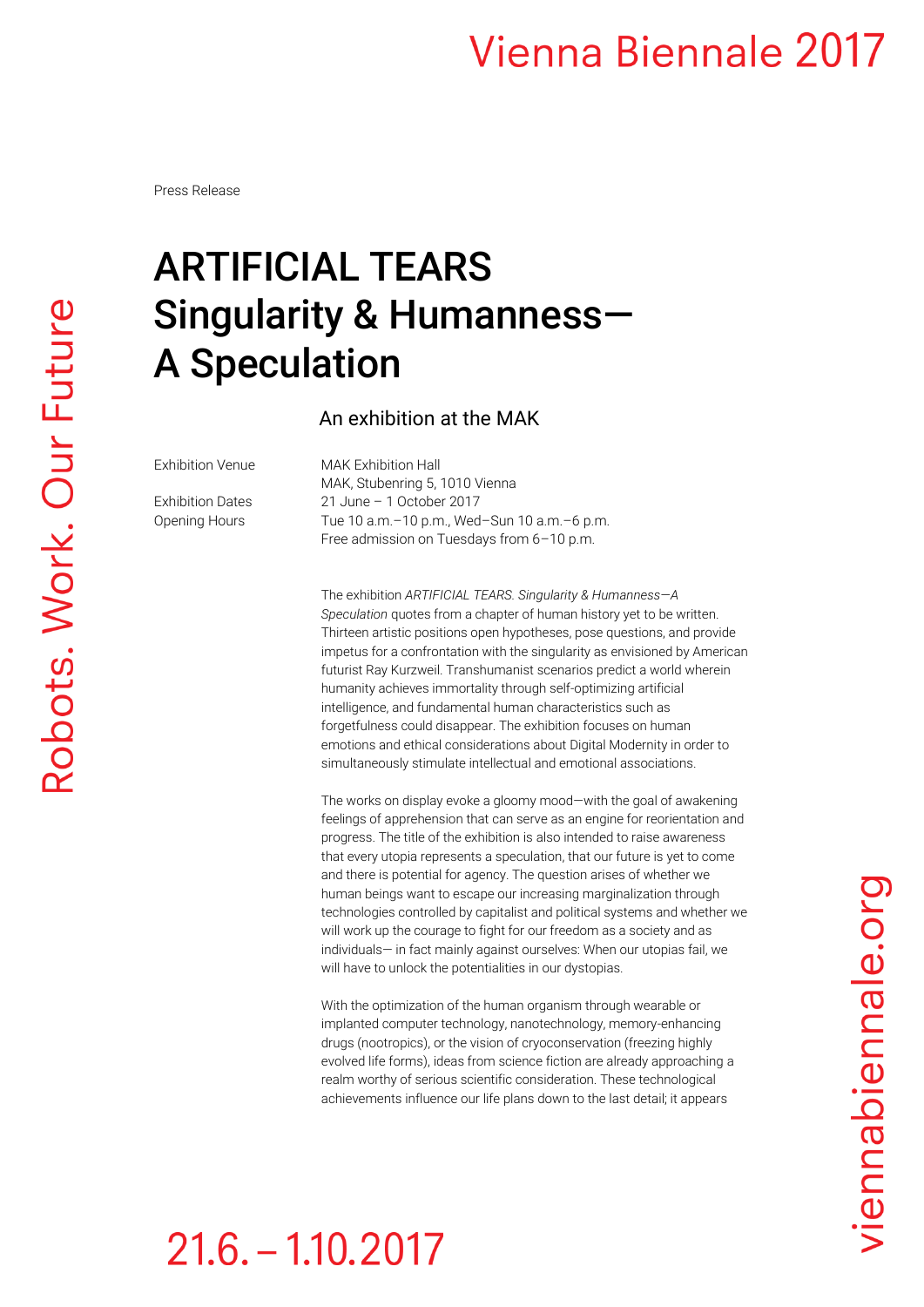Press Release

# ARTIFICIAL TEARS
# Singularity & Humanness—A Speculation

## An exhibition at the MAK

| | |
|---|---|
| Exhibition Venue | MAK Exhibition Hall<br>MAK, Stubenring 5, 1010 Vienna |
| Exhibition Dates | 21 June – 1 October 2017 |
| Opening Hours | Tue 10 a.m.–10 p.m., Wed–Sun 10 a.m.–6 p.m.<br>Free admission on Tuesdays from 6–10 p.m. |

The exhibition *ARTIFICIAL TEARS. Singularity & Humanness—A Speculation* quotes from a chapter of human history yet to be written. Thirteen artistic positions open hypotheses, pose questions, and provide impetus for a confrontation with the singularity as envisioned by American futurist Ray Kurzweil. Transhumanist scenarios predict a world wherein humanity achieves immortality through self-optimizing artificial intelligence, and fundamental human characteristics such as forgetfulness could disappear. The exhibition focuses on human emotions and ethical considerations about Digital Modernity in order to simultaneously stimulate intellectual and emotional associations.

The works on display evoke a gloomy mood—with the goal of awakening feelings of apprehension that can serve as an engine for reorientation and progress. The title of the exhibition is also intended to raise awareness that every utopia represents a speculation, that our future is yet to come and there is potential for agency. The question arises of whether we human beings want to escape our increasing marginalization through technologies controlled by capitalist and political systems and whether we will work up the courage to fight for our freedom as a society and as individuals— in fact mainly against ourselves: When our utopias fail, we will have to unlock the potentialities in our dystopias.

With the optimization of the human organism through wearable or implanted computer technology, nanotechnology, memory-enhancing drugs (nootropics), or the vision of cryoconservation (freezing highly evolved life forms), ideas from science fiction are already approaching a realm worthy of serious scientific consideration. These technological achievements influence our life plans down to the last detail; it appears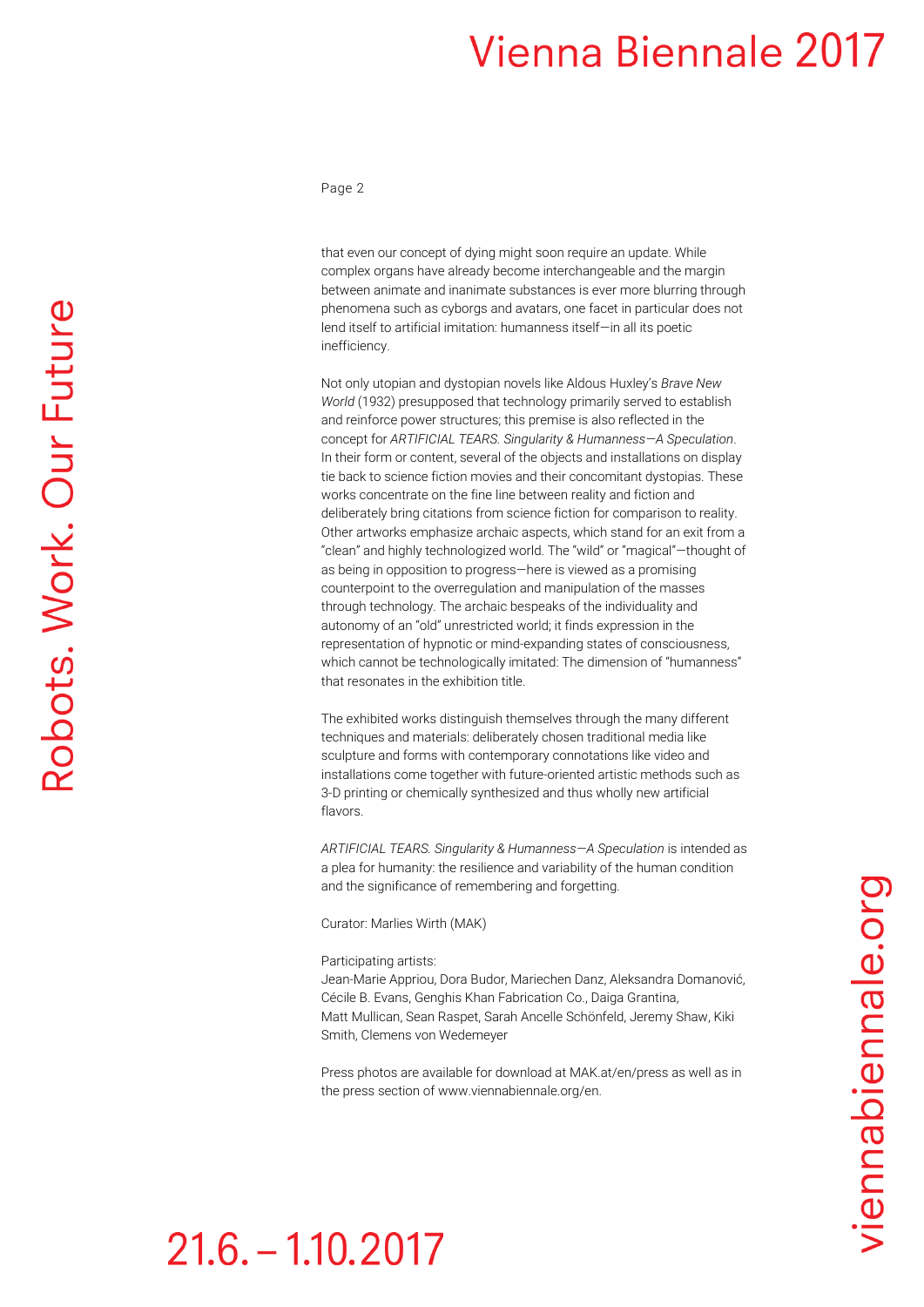that even our concept of dying might soon require an update. While complex organs have already become interchangeable and the margin between animate and inanimate substances is ever more blurring through phenomena such as cyborgs and avatars, one facet in particular does not lend itself to artificial imitation: humanness itself—in all its poetic inefficiency.

Not only utopian and dystopian novels like Aldous Huxley's *Brave New World* (1932) presupposed that technology primarily served to establish and reinforce power structures; this premise is also reflected in the concept for *ARTIFICIAL TEARS. Singularity & Humanness—A Speculation*. In their form or content, several of the objects and installations on display tie back to science fiction movies and their concomitant dystopias. These works concentrate on the fine line between reality and fiction and deliberately bring citations from science fiction for comparison to reality. Other artworks emphasize archaic aspects, which stand for an exit from a "clean" and highly technologized world. The "wild" or "magical"—thought of as being in opposition to progress—here is viewed as a promising counterpoint to the overregulation and manipulation of the masses through technology. The archaic bespeaks of the individuality and autonomy of an "old" unrestricted world; it finds expression in the representation of hypnotic or mind-expanding states of consciousness, which cannot be technologically imitated: The dimension of "humanness" that resonates in the exhibition title.

The exhibited works distinguish themselves through the many different techniques and materials: deliberately chosen traditional media like sculpture and forms with contemporary connotations like video and installations come together with future-oriented artistic methods such as 3-D printing or chemically synthesized and thus wholly new artificial flavors.

*ARTIFICIAL TEARS. Singularity & Humanness—A Speculation* is intended as a plea for humanity: the resilience and variability of the human condition and the significance of remembering and forgetting.

Curator: Marlies Wirth (MAK)

Participating artists:
Jean-Marie Appriou, Dora Budor, Mariechen Danz, Aleksandra Domanović, Cécile B. Evans, Genghis Khan Fabrication Co., Daiga Grantina, Matt Mullican, Sean Raspet, Sarah Ancelle Schönfeld, Jeremy Shaw, Kiki Smith, Clemens von Wedemeyer

Press photos are available for download at MAK.at/en/press as well as in the press section of www.viennabiennale.org/en.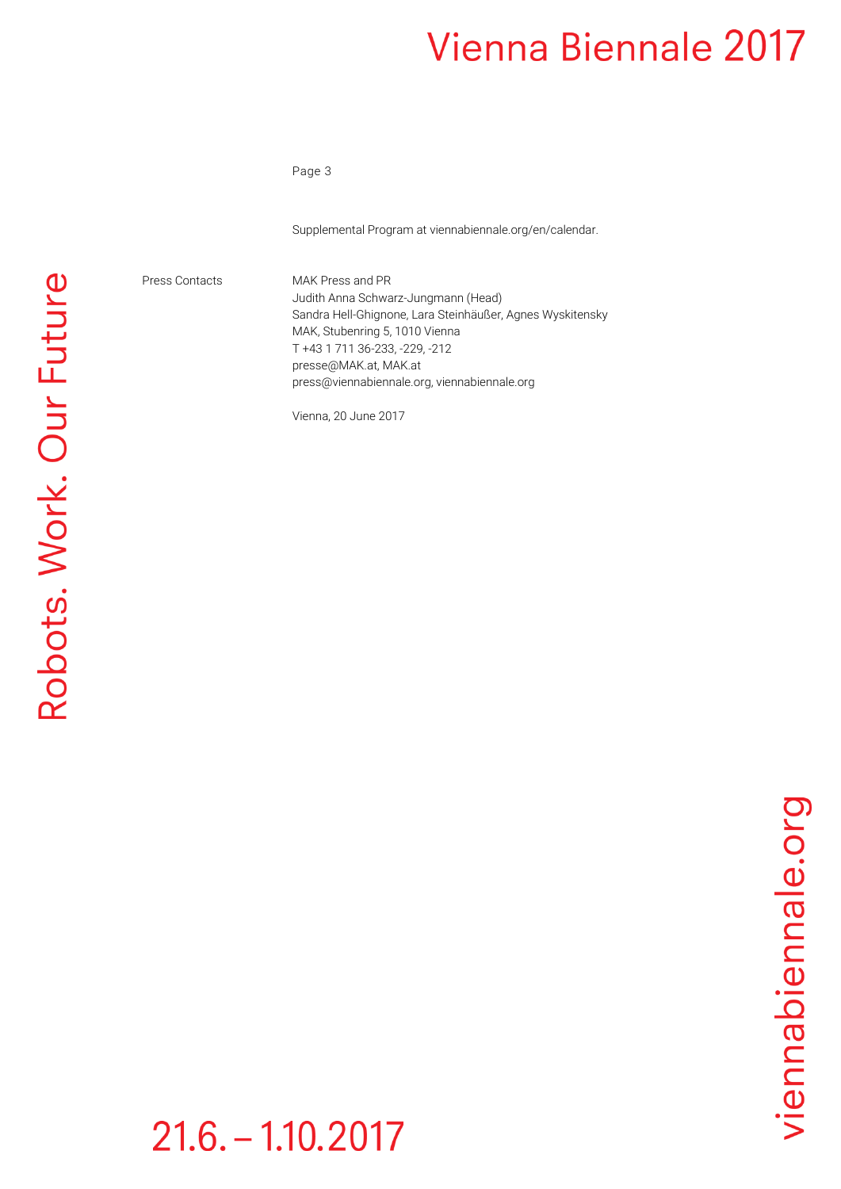Supplemental Program at viennabiennale.org/en/calendar.

Press Contacts

MAK Press and PR
Judith Anna Schwarz-Jungmann (Head)
Sandra Hell-Ghignone, Lara Steinhäußer, Agnes Wyskitensky
MAK, Stubenring 5, 1010 Vienna
T +43 1 711 36-233, -229, -212
presse@MAK.at, MAK.at
press@viennabiennale.org, viennabiennale.org

Vienna, 20 June 2017